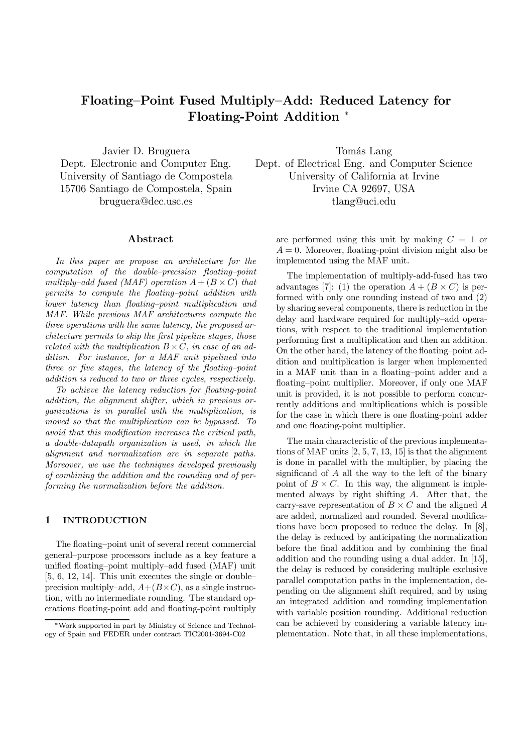# Floating–Point Fused Multiply–Add: Reduced Latency for Floating-Point Addition *

Javier D. Bruguera
Dept. Electronic and Computer Eng.
University of Santiago de Compostela
15706 Santiago de Compostela, Spain
bruguera@dec.usc.es

Tomás Lang
Dept. of Electrical Eng. and Computer Science
University of California at Irvine
Irvine CA 92697, USA
tlang@uci.edu

## Abstract

*In this paper we propose an architecture for the computation of the double–precision floating–point multiply–add fused (MAF) operation $A + (B \times C)$ that permits to compute the floating–point addition with lower latency than floating–point multiplication and MAF. While previous MAF architectures compute the three operations with the same latency, the proposed architecture permits to skip the first pipeline stages, those related with the multiplication $B \times C$, in case of an addition. For instance, for a MAF unit pipelined into three or five stages, the latency of the floating–point addition is reduced to two or three cycles, respectively.*

*To achieve the latency reduction for floating-point addition, the alignment shifter, which in previous organizations is in parallel with the multiplication, is moved so that the multiplication can be bypassed. To avoid that this modification increases the critical path, a double-datapath organization is used, in which the alignment and normalization are in separate paths. Moreover, we use the techniques developed previously of combining the addition and the rounding and of performing the normalization before the addition.*

## 1 INTRODUCTION

The floating–point unit of several recent commercial general–purpose processors include as a key feature a unified floating–point multiply–add fused (MAF) unit [5, 6, 12, 14]. This unit executes the single or double–precision multiply–add, $A+(B\times C)$, as a single instruction, with no intermediate rounding. The standard operations floating-point add and floating-point multiply are performed using this unit by making $C = 1$ or $A = 0$. Moreover, floating-point division might also be implemented using the MAF unit.

The implementation of multiply-add-fused has two advantages [7]: (1) the operation $A + (B \times C)$ is performed with only one rounding instead of two and (2) by sharing several components, there is reduction in the delay and hardware required for multiply–add operations, with respect to the traditional implementation performing first a multiplication and then an addition. On the other hand, the latency of the floating–point addition and multiplication is larger when implemented in a MAF unit than in a floating–point adder and a floating–point multiplier. Moreover, if only one MAF unit is provided, it is not possible to perform concurrently additions and multiplications which is possible for the case in which there is one floating-point adder and one floating-point multiplier.

The main characteristic of the previous implementations of MAF units [2, 5, 7, 13, 15] is that the alignment is done in parallel with the multiplier, by placing the significand of $A$ all the way to the left of the binary point of $B \times C$. In this way, the alignment is implemented always by right shifting $A$. After that, the carry-save representation of $B \times C$ and the aligned $A$ are added, normalized and rounded. Several modifications have been proposed to reduce the delay. In [8], the delay is reduced by anticipating the normalization before the final addition and by combining the final addition and the rounding using a dual adder. In [15], the delay is reduced by considering multiple exclusive parallel computation paths in the implementation, depending on the alignment shift required, and by using an integrated addition and rounding implementation with variable position rounding. Additional reduction can be achieved by considering a variable latency implementation. Note that, in all these implementations,

*Work supported in part by Ministry of Science and Technology of Spain and FEDER under contract TIC2001-3694-C02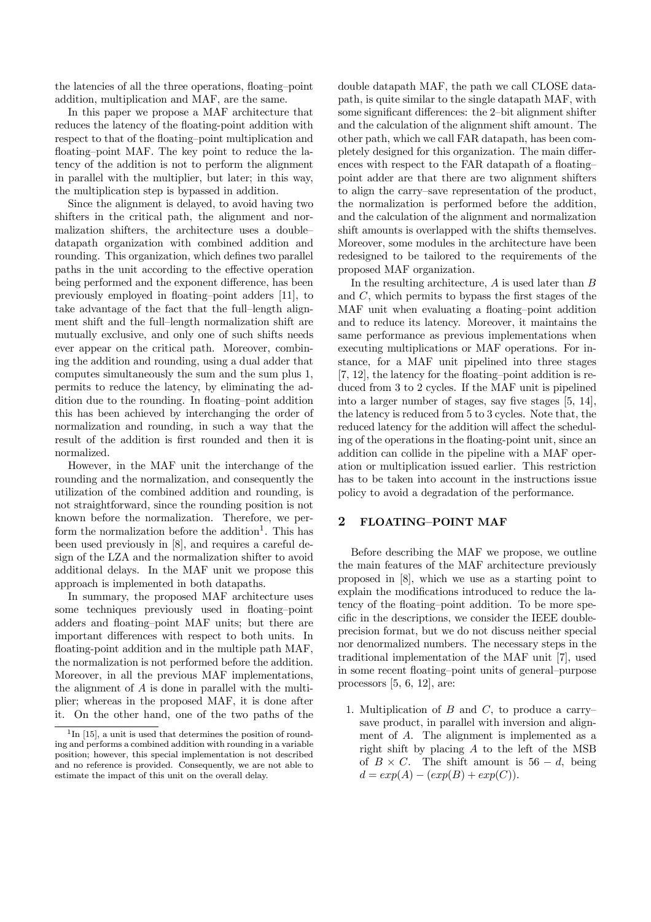the latencies of all the three operations, floating–point addition, multiplication and MAF, are the same.

In this paper we propose a MAF architecture that reduces the latency of the floating-point addition with respect to that of the floating–point multiplication and floating–point MAF. The key point to reduce the latency of the addition is not to perform the alignment in parallel with the multiplier, but later; in this way, the multiplication step is bypassed in addition.

Since the alignment is delayed, to avoid having two shifters in the critical path, the alignment and normalization shifters, the architecture uses a double–datapath organization with combined addition and rounding. This organization, which defines two parallel paths in the unit according to the effective operation being performed and the exponent difference, has been previously employed in floating–point adders [11], to take advantage of the fact that the full–length alignment shift and the full–length normalization shift are mutually exclusive, and only one of such shifts needs ever appear on the critical path. Moreover, combining the addition and rounding, using a dual adder that computes simultaneously the sum and the sum plus 1, permits to reduce the latency, by eliminating the addition due to the rounding. In floating–point addition this has been achieved by interchanging the order of normalization and rounding, in such a way that the result of the addition is first rounded and then it is normalized.

However, in the MAF unit the interchange of the rounding and the normalization, and consequently the utilization of the combined addition and rounding, is not straightforward, since the rounding position is not known before the normalization. Therefore, we perform the normalization before the addition[1]. This has been used previously in [8], and requires a careful design of the LZA and the normalization shifter to avoid additional delays. In the MAF unit we propose this approach is implemented in both datapaths.

In summary, the proposed MAF architecture uses some techniques previously used in floating–point adders and floating–point MAF units; but there are important differences with respect to both units. In floating-point addition and in the multiple path MAF, the normalization is not performed before the addition. Moreover, in all the previous MAF implementations, the alignment of $A$ is done in parallel with the multiplier; whereas in the proposed MAF, it is done after it. On the other hand, one of the two paths of the double datapath MAF, the path we call CLOSE datapath, is quite similar to the single datapath MAF, with some significant differences: the 2–bit alignment shifter and the calculation of the alignment shift amount. The other path, which we call FAR datapath, has been completely designed for this organization. The main differences with respect to the FAR datapath of a floating–point adder are that there are two alignment shifters to align the carry–save representation of the product, the normalization is performed before the addition, and the calculation of the alignment and normalization shift amounts is overlapped with the shifts themselves. Moreover, some modules in the architecture have been redesigned to be tailored to the requirements of the proposed MAF organization.

In the resulting architecture, $A$ is used later than $B$ and $C$, which permits to bypass the first stages of the MAF unit when evaluating a floating–point addition and to reduce its latency. Moreover, it maintains the same performance as previous implementations when executing multiplications or MAF operations. For instance, for a MAF unit pipelined into three stages [7, 12], the latency for the floating–point addition is reduced from 3 to 2 cycles. If the MAF unit is pipelined into a larger number of stages, say five stages [5, 14], the latency is reduced from 5 to 3 cycles. Note that, the reduced latency for the addition will affect the scheduling of the operations in the floating-point unit, since an addition can collide in the pipeline with a MAF operation or multiplication issued earlier. This restriction has to be taken into account in the instructions issue policy to avoid a degradation of the performance.

## 2 FLOATING–POINT MAF

Before describing the MAF we propose, we outline the main features of the MAF architecture previously proposed in [8], which we use as a starting point to explain the modifications introduced to reduce the latency of the floating–point addition. To be more specific in the descriptions, we consider the IEEE double-precision format, but we do not discuss neither special nor denormalized numbers. The necessary steps in the traditional implementation of the MAF unit [7], used in some recent floating–point units of general–purpose processors [5, 6, 12], are:

1. Multiplication of $B$ and $C$, to produce a carry–save product, in parallel with inversion and alignment of $A$. The alignment is implemented as a right shift by placing $A$ to the left of the MSB of $B \times C$. The shift amount is $56 - d$, being $d = exp(A) - (exp(B) + exp(C))$.

[1] In [15], a unit is used that determines the position of rounding and performs a combined addition with rounding in a variable position; however, this special implementation is not described and no reference is provided. Consequently, we are not able to estimate the impact of this unit on the overall delay.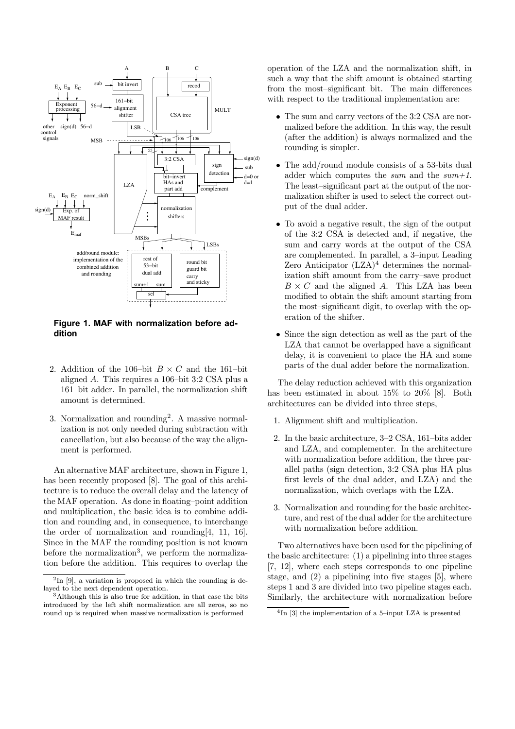**Figure 1. MAF with normalization before addition**

2. Addition of the 106–bit $B \times C$ and the 161–bit aligned $A$. This requires a 106–bit 3:2 CSA plus a 161–bit adder. In parallel, the normalization shift amount is determined.

3. Normalization and rounding[2]. A massive normalization is not only needed during subtraction with cancellation, but also because of the way the alignment is performed.

An alternative MAF architecture, shown in Figure 1, has been recently proposed [8]. The goal of this architecture is to reduce the overall delay and the latency of the MAF operation. As done in floating–point addition and multiplication, the basic idea is to combine addition and rounding and, in consequence, to interchange the order of normalization and rounding[4, 11, 16]. Since in the MAF the rounding position is not known before the normalization[3], we perform the normalization before the addition. This requires to overlap the operation of the LZA and the normalization shift, in such a way that the shift amount is obtained starting from the most–significant bit. The main differences with respect to the traditional implementation are:

- The sum and carry vectors of the 3:2 CSA are normalized before the addition. In this way, the result (after the addition) is always normalized and the rounding is simpler.
- The add/round module consists of a 53-bits dual adder which computes the *sum* and the *sum+1*. The least–significant part at the output of the normalization shifter is used to select the correct output of the dual adder.
- To avoid a negative result, the sign of the output of the 3:2 CSA is detected and, if negative, the sum and carry words at the output of the CSA are complemented. In parallel, a 3–input Leading Zero Anticipator (LZA)[4] determines the normalization shift amount from the carry–save product $B \times C$ and the aligned $A$. This LZA has been modified to obtain the shift amount starting from the most–significant digit, to overlap with the operation of the shifter.
- Since the sign detection as well as the part of the LZA that cannot be overlapped have a significant delay, it is convenient to place the HA and some parts of the dual adder before the normalization.

The delay reduction achieved with this organization has been estimated in about 15% to 20% [8]. Both architectures can be divided into three steps,

1. Alignment shift and multiplication.
2. In the basic architecture, 3–2 CSA, 161–bits adder and LZA, and complementer. In the architecture with normalization before addition, the three parallel paths (sign detection, 3:2 CSA plus HA plus first levels of the dual adder, and LZA) and the normalization, which overlaps with the LZA.
3. Normalization and rounding for the basic architecture, and rest of the dual adder for the architecture with normalization before addition.

Two alternatives have been used for the pipelining of the basic architecture: (1) a pipelining into three stages [7, 12], where each steps corresponds to one pipeline stage, and (2) a pipelining into five stages [5], where steps 1 and 3 are divided into two pipeline stages each. Similarly, the architecture with normalization before

---

[2] In [9], a variation is proposed in which the rounding is delayed to the next dependent operation.

[3] Although this is also true for addition, in that case the bits introduced by the left shift normalization are all zeros, so no round up is required when massive normalization is performed

[4] In [3] the implementation of a 5–input LZA is presented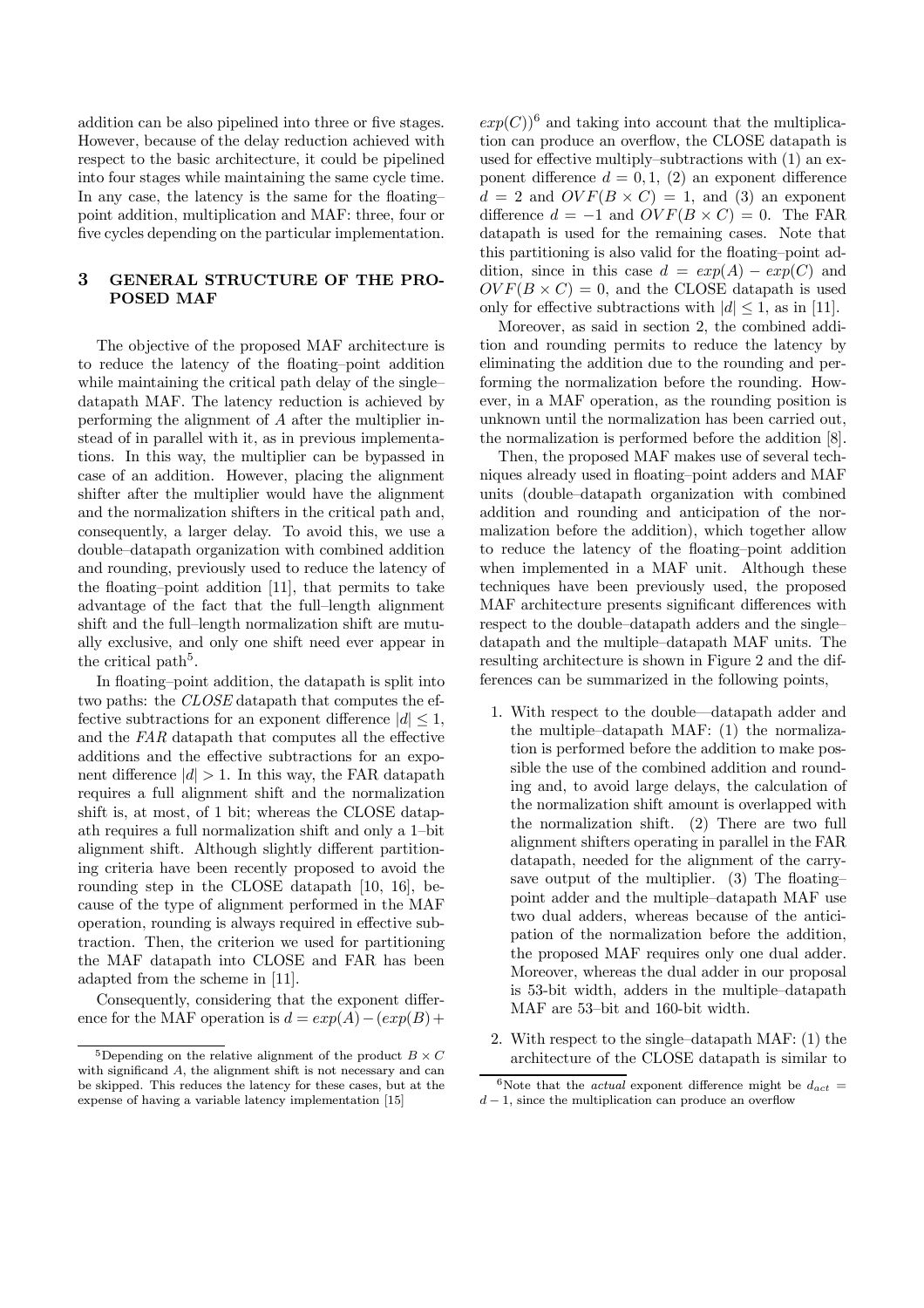addition can be also pipelined into three or five stages. However, because of the delay reduction achieved with respect to the basic architecture, it could be pipelined into four stages while maintaining the same cycle time. In any case, the latency is the same for the floating–point addition, multiplication and MAF: three, four or five cycles depending on the particular implementation.

## 3 GENERAL STRUCTURE OF THE PROPOSED MAF

The objective of the proposed MAF architecture is to reduce the latency of the floating–point addition while maintaining the critical path delay of the single–datapath MAF. The latency reduction is achieved by performing the alignment of $A$ after the multiplier instead of in parallel with it, as in previous implementations. In this way, the multiplier can be bypassed in case of an addition. However, placing the alignment shifter after the multiplier would have the alignment and the normalization shifters in the critical path and, consequently, a larger delay. To avoid this, we use a double–datapath organization with combined addition and rounding, previously used to reduce the latency of the floating–point addition [11], that permits to take advantage of the fact that the full–length alignment shift and the full–length normalization shift are mutually exclusive, and only one shift need ever appear in the critical path[5].

In floating–point addition, the datapath is split into two paths: the *CLOSE* datapath that computes the effective subtractions for an exponent difference $|d| \leq 1$, and the *FAR* datapath that computes all the effective additions and the effective subtractions for an exponent difference $|d| > 1$. In this way, the FAR datapath requires a full alignment shift and the normalization shift is, at most, of 1 bit; whereas the CLOSE datapath requires a full normalization shift and only a 1–bit alignment shift. Although slightly different partitioning criteria have been recently proposed to avoid the rounding step in the CLOSE datapath [10, 16], because of the type of alignment performed in the MAF operation, rounding is always required in effective subtraction. Then, the criterion we used for partitioning the MAF datapath into CLOSE and FAR has been adapted from the scheme in [11].

Consequently, considering that the exponent difference for the MAF operation is $d = exp(A) - (exp(B) + exp(C))$[6] and taking into account that the multiplication can produce an overflow, the CLOSE datapath is used for effective multiply–subtractions with (1) an exponent difference $d = 0, 1$, (2) an exponent difference $d = 2$ and $OVF(B \times C) = 1$, and (3) an exponent difference $d = -1$ and $OVF(B \times C) = 0$. The FAR datapath is used for the remaining cases. Note that this partitioning is also valid for the floating–point addition, since in this case $d = exp(A) - exp(C)$ and $OVF(B \times C) = 0$, and the CLOSE datapath is used only for effective subtractions with $|d| \leq 1$, as in [11].

Moreover, as said in section 2, the combined addition and rounding permits to reduce the latency by eliminating the addition due to the rounding and performing the normalization before the rounding. However, in a MAF operation, as the rounding position is unknown until the normalization has been carried out, the normalization is performed before the addition [8].

Then, the proposed MAF makes use of several techniques already used in floating–point adders and MAF units (double–datapath organization with combined addition and rounding and anticipation of the normalization before the addition), which together allow to reduce the latency of the floating–point addition when implemented in a MAF unit. Although these techniques have been previously used, the proposed MAF architecture presents significant differences with respect to the double–datapath adders and the single–datapath and the multiple–datapath MAF units. The resulting architecture is shown in Figure 2 and the differences can be summarized in the following points,

1. With respect to the double—datapath adder and the multiple–datapath MAF: (1) the normalization is performed before the addition to make possible the use of the combined addition and rounding and, to avoid large delays, the calculation of the normalization shift amount is overlapped with the normalization shift. (2) There are two full alignment shifters operating in parallel in the FAR datapath, needed for the alignment of the carry-save output of the multiplier. (3) The floating–point adder and the multiple–datapath MAF use two dual adders, whereas because of the anticipation of the normalization before the addition, the proposed MAF requires only one dual adder. Moreover, whereas the dual adder in our proposal is 53-bit width, adders in the multiple–datapath MAF are 53–bit and 160-bit width.

2. With respect to the single–datapath MAF: (1) the architecture of the CLOSE datapath is similar to

[5] Depending on the relative alignment of the product $B \times C$ with significand $A$, the alignment shift is not necessary and can be skipped. This reduces the latency for these cases, but at the expense of having a variable latency implementation [15]

[6] Note that the *actual* exponent difference might be $d_{act} = d - 1$, since the multiplication can produce an overflow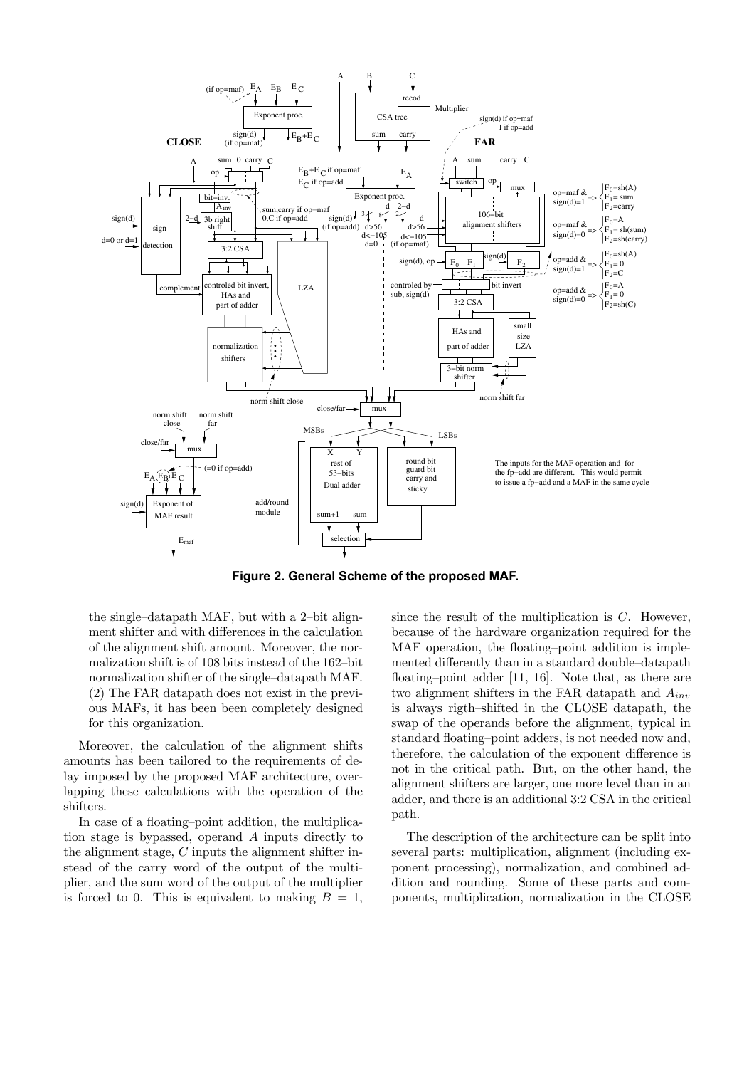**Figure 2. General Scheme of the proposed MAF.**

the single–datapath MAF, but with a 2–bit alignment shifter and with differences in the calculation of the alignment shift amount. Moreover, the normalization shift is of 108 bits instead of the 162–bit normalization shifter of the single–datapath MAF. (2) The FAR datapath does not exist in the previous MAFs, it has been been completely designed for this organization.

Moreover, the calculation of the alignment shifts amounts has been tailored to the requirements of delay imposed by the proposed MAF architecture, overlapping these calculations with the operation of the shifters.

In case of a floating–point addition, the multiplication stage is bypassed, operand $A$ inputs directly to the alignment stage, $C$ inputs the alignment shifter instead of the carry word of the output of the multiplier, and the sum word of the output of the multiplier is forced to 0. This is equivalent to making $B = 1$, since the result of the multiplication is $C$. However, because of the hardware organization required for the MAF operation, the floating–point addition is implemented differently than in a standard double–datapath floating–point adder [11, 16]. Note that, as there are two alignment shifters in the FAR datapath and $A_{inv}$ is always rigth–shifted in the CLOSE datapath, the swap of the operands before the alignment, typical in standard floating–point adders, is not needed now and, therefore, the calculation of the exponent difference is not in the critical path. But, on the other hand, the alignment shifters are larger, one more level than in an adder, and there is an additional 3:2 CSA in the critical path.

The description of the architecture can be split into several parts: multiplication, alignment (including exponent processing), normalization, and combined addition and rounding. Some of these parts and components, multiplication, normalization in the CLOSE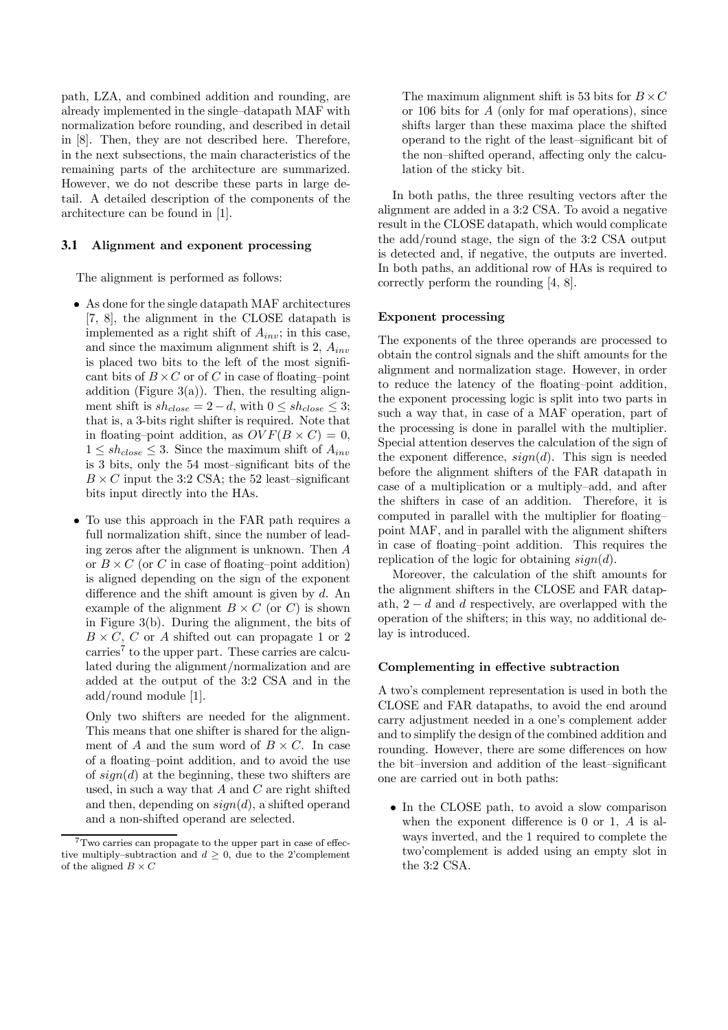path, LZA, and combined addition and rounding, are already implemented in the single–datapath MAF with normalization before rounding, and described in detail in [8]. Then, they are not described here. Therefore, in the next subsections, the main characteristics of the remaining parts of the architecture are summarized. However, we do not describe these parts in large detail. A detailed description of the components of the architecture can be found in [1].

### 3.1 Alignment and exponent processing

The alignment is performed as follows:

- As done for the single datapath MAF architectures [7, 8], the alignment in the CLOSE datapath is implemented as a right shift of $A_{inv}$; in this case, and since the maximum alignment shift is 2, $A_{inv}$ is placed two bits to the left of the most significant bits of $B \times C$ or of $C$ in case of floating–point addition (Figure 3(a)). Then, the resulting alignment shift is $sh_{close} = 2 - d$, with $0 \leq sh_{close} \leq 3$; that is, a 3-bits right shifter is required. Note that in floating–point addition, as $OVF(B \times C) = 0$, $1 \leq sh_{close} \leq 3$. Since the maximum shift of $A_{inv}$ is 3 bits, only the 54 most–significant bits of the $B \times C$ input the 3:2 CSA; the 52 least–significant bits input directly into the HAs.
- To use this approach in the FAR path requires a full normalization shift, since the number of leading zeros after the alignment is unknown. Then $A$ or $B \times C$ (or $C$ in case of floating–point addition) is aligned depending on the sign of the exponent difference and the shift amount is given by $d$. An example of the alignment $B \times C$ (or $C$) is shown in Figure 3(b). During the alignment, the bits of $B \times C$, $C$ or $A$ shifted out can propagate 1 or 2 carries[7] to the upper part. These carries are calculated during the alignment/normalization and are added at the output of the 3:2 CSA and in the add/round module [1].

  Only two shifters are needed for the alignment. This means that one shifter is shared for the alignment of $A$ and the sum word of $B \times C$. In case of a floating–point addition, and to avoid the use of $sign(d)$ at the beginning, these two shifters are used, in such a way that $A$ and $C$ are right shifted and then, depending on $sign(d)$, a shifted operand and a non-shifted operand are selected.

  The maximum alignment shift is 53 bits for $B \times C$ or 106 bits for $A$ (only for maf operations), since shifts larger than these maxima place the shifted operand to the right of the least–significant bit of the non–shifted operand, affecting only the calculation of the sticky bit.

In both paths, the three resulting vectors after the alignment are added in a 3:2 CSA. To avoid a negative result in the CLOSE datapath, which would complicate the add/round stage, the sign of the 3:2 CSA output is detected and, if negative, the outputs are inverted. In both paths, an additional row of HAs is required to correctly perform the rounding [4, 8].

#### Exponent processing

The exponents of the three operands are processed to obtain the control signals and the shift amounts for the alignment and normalization stage. However, in order to reduce the latency of the floating–point addition, the exponent processing logic is split into two parts in such a way that, in case of a MAF operation, part of the processing is done in parallel with the multiplier. Special attention deserves the calculation of the sign of the exponent difference, $sign(d)$. This sign is needed before the alignment shifters of the FAR datapath in case of a multiplication or a multiply–add, and after the shifters in case of an addition. Therefore, it is computed in parallel with the multiplier for floating–point MAF, and in parallel with the alignment shifters in case of floating–point addition. This requires the replication of the logic for obtaining $sign(d)$.

Moreover, the calculation of the shift amounts for the alignment shifters in the CLOSE and FAR datapath, $2 - d$ and $d$ respectively, are overlapped with the operation of the shifters; in this way, no additional delay is introduced.

#### Complementing in effective subtraction

A two's complement representation is used in both the CLOSE and FAR datapaths, to avoid the end around carry adjustment needed in a one's complement adder and to simplify the design of the combined addition and rounding. However, there are some differences on how the bit–inversion and addition of the least–significant one are carried out in both paths:

- In the CLOSE path, to avoid a slow comparison when the exponent difference is 0 or 1, $A$ is always inverted, and the 1 required to complete the two'complement is added using an empty slot in the 3:2 CSA.

[7] Two carries can propagate to the upper part in case of effective multiply–subtraction and $d \geq 0$, due to the 2'complement of the aligned $B \times C$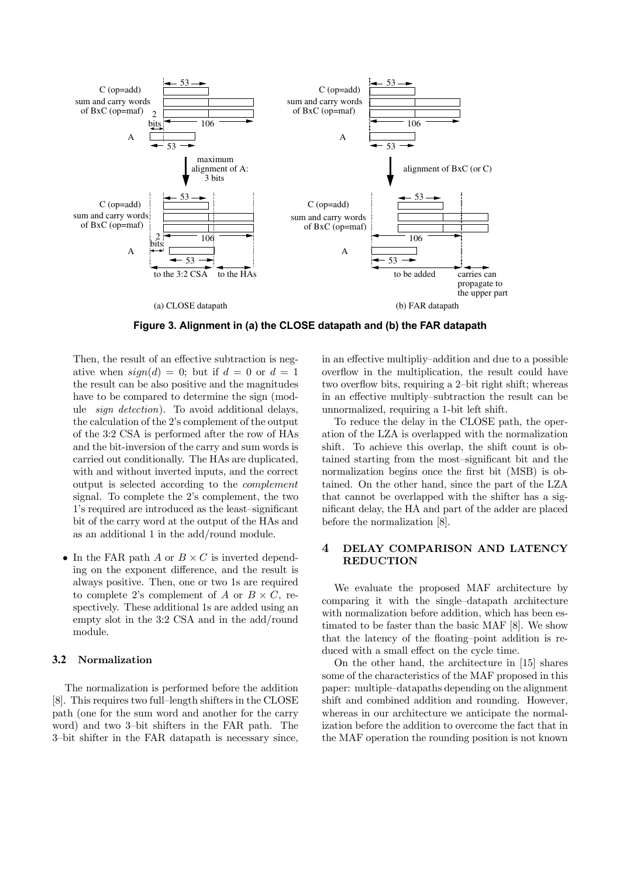Figure 3. Alignment in (a) the CLOSE datapath and (b) the FAR datapath

Then, the result of an effective subtraction is negative when $sign(d) = 0$; but if $d = 0$ or $d = 1$ the result can be also positive and the magnitudes have to be compared to determine the sign (module *sign detection*). To avoid additional delays, the calculation of the 2's complement of the output of the 3:2 CSA is performed after the row of HAs and the bit-inversion of the carry and sum words is carried out conditionally. The HAs are duplicated, with and without inverted inputs, and the correct output is selected according to the *complement* signal. To complete the 2's complement, the two 1's required are introduced as the least–significant bit of the carry word at the output of the HAs and as an additional 1 in the add/round module.

- In the FAR path $A$ or $B \times C$ is inverted depending on the exponent difference, and the result is always positive. Then, one or two 1s are required to complete 2's complement of $A$ or $B \times C$, respectively. These additional 1s are added using an empty slot in the 3:2 CSA and in the add/round module.

### 3.2 Normalization

The normalization is performed before the addition [8]. This requires two full–length shifters in the CLOSE path (one for the sum word and another for the carry word) and two 3–bit shifters in the FAR path. The 3–bit shifter in the FAR datapath is necessary since, in an effective multipliy–addition and due to a possible overflow in the multiplication, the result could have two overflow bits, requiring a 2–bit right shift; whereas in an effective multiply–subtraction the result can be unnormalized, requiring a 1-bit left shift.

To reduce the delay in the CLOSE path, the operation of the LZA is overlapped with the normalization shift. To achieve this overlap, the shift count is obtained starting from the most–significant bit and the normalization begins once the first bit (MSB) is obtained. On the other hand, since the part of the LZA that cannot be overlapped with the shifter has a significant delay, the HA and part of the adder are placed before the normalization [8].

## 4 DELAY COMPARISON AND LATENCY REDUCTION

We evaluate the proposed MAF architecture by comparing it with the single–datapath architecture with normalization before addition, which has been estimated to be faster than the basic MAF [8]. We show that the latency of the floating–point addition is reduced with a small effect on the cycle time.

On the other hand, the architecture in [15] shares some of the characteristics of the MAF proposed in this paper: multiple–datapaths depending on the alignment shift and combined addition and rounding. However, whereas in our architecture we anticipate the normalization before the addition to overcome the fact that in the MAF operation the rounding position is not known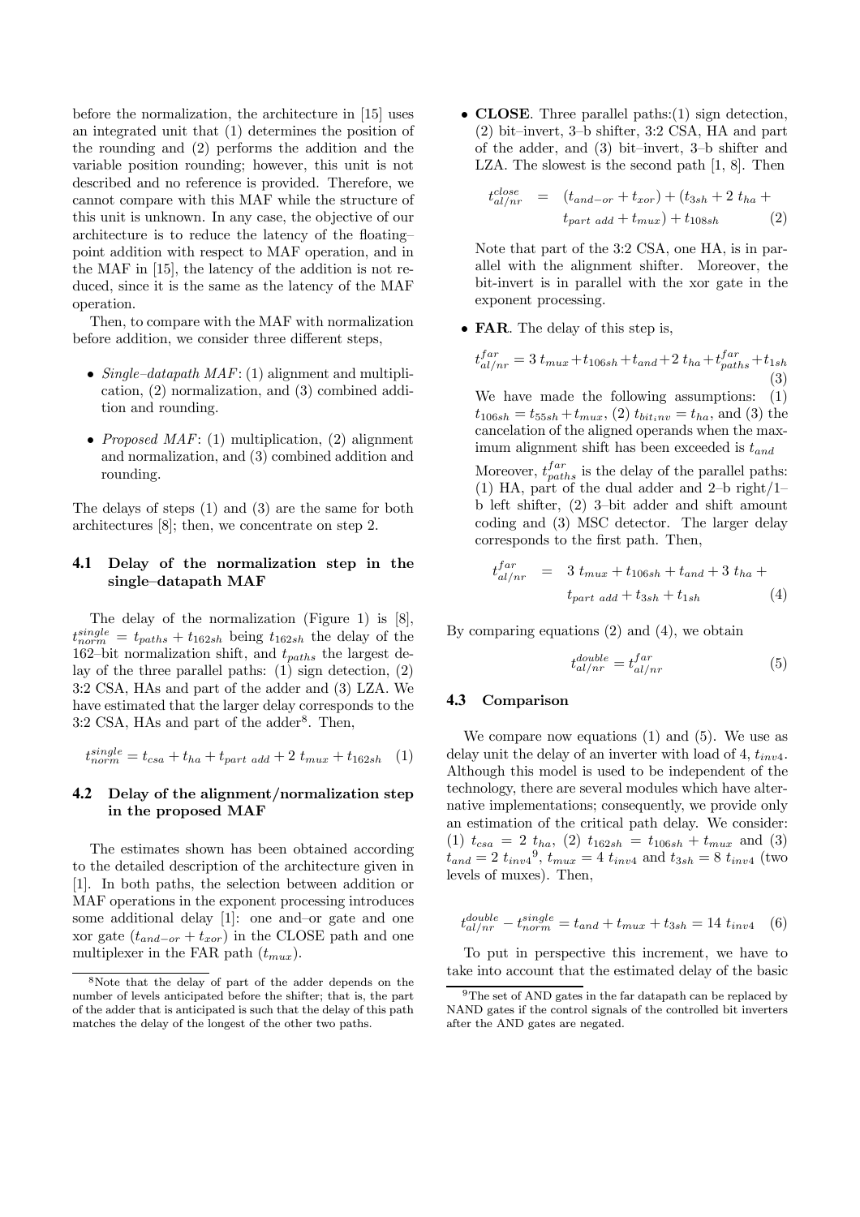before the normalization, the architecture in [15] uses an integrated unit that (1) determines the position of the rounding and (2) performs the addition and the variable position rounding; however, this unit is not described and no reference is provided. Therefore, we cannot compare with this MAF while the structure of this unit is unknown. In any case, the objective of our architecture is to reduce the latency of the floating–point addition with respect to MAF operation, and in the MAF in [15], the latency of the addition is not reduced, since it is the same as the latency of the MAF operation.

Then, to compare with the MAF with normalization before addition, we consider three different steps,

- *Single–datapath MAF*: (1) alignment and multiplication, (2) normalization, and (3) combined addition and rounding.
- *Proposed MAF*: (1) multiplication, (2) alignment and normalization, and (3) combined addition and rounding.

The delays of steps (1) and (3) are the same for both architectures [8]; then, we concentrate on step 2.

### 4.1 Delay of the normalization step in the single–datapath MAF

The delay of the normalization (Figure 1) is [8], $t_{norm}^{single} = t_{paths} + t_{162sh}$ being $t_{162sh}$ the delay of the 162–bit normalization shift, and $t_{paths}$ the largest delay of the three parallel paths: (1) sign detection, (2) 3:2 CSA, HAs and part of the adder and (3) LZA. We have estimated that the larger delay corresponds to the 3:2 CSA, HAs and part of the adder[8]. Then,

$$t_{norm}^{single} = t_{csa} + t_{ha} + t_{part\ add} + 2\ t_{mux} + t_{162sh} \quad (1)$$

### 4.2 Delay of the alignment/normalization step in the proposed MAF

The estimates shown has been obtained according to the detailed description of the architecture given in [1]. In both paths, the selection between addition or MAF operations in the exponent processing introduces some additional delay [1]: one and–or gate and one xor gate ($t_{and-or} + t_{xor}$) in the CLOSE path and one multiplexer in the FAR path ($t_{mux}$).

- **CLOSE**. Three parallel paths:(1) sign detection, (2) bit–invert, 3–b shifter, 3:2 CSA, HA and part of the adder, and (3) bit–invert, 3–b shifter and LZA. The slowest is the second path [1, 8]. Then

$$t_{al/nr}^{close} = (t_{and-or} + t_{xor}) + (t_{3sh} + 2\ t_{ha} + t_{part\ add} + t_{mux}) + t_{108sh} \quad (2)$$

  Note that part of the 3:2 CSA, one HA, is in parallel with the alignment shifter. Moreover, the bit-invert is in parallel with the xor gate in the exponent processing.

- **FAR**. The delay of this step is,

$$t_{al/nr}^{far} = 3\ t_{mux} + t_{106sh} + t_{and} + 2\ t_{ha} + t_{paths}^{far} + t_{1sh} \quad (3)$$

  We have made the following assumptions: (1) $t_{106sh} = t_{55sh} + t_{mux}$, (2) $t_{bit_inv} = t_{ha}$, and (3) the cancelation of the aligned operands when the maximum alignment shift has been exceeded is $t_{and}$

  Moreover, $t_{paths}^{far}$ is the delay of the parallel paths: (1) HA, part of the dual adder and 2–b right/1–b left shifter, (2) 3–bit adder and shift amount coding and (3) MSC detector. The larger delay corresponds to the first path. Then,

$$t_{al/nr}^{far} = 3\ t_{mux} + t_{106sh} + t_{and} + 3\ t_{ha} + t_{part\ add} + t_{3sh} + t_{1sh} \quad (4)$$

By comparing equations (2) and (4), we obtain

$$t_{al/nr}^{double} = t_{al/nr}^{far} \quad (5)$$

### 4.3 Comparison

We compare now equations (1) and (5). We use as delay unit the delay of an inverter with load of 4, $t_{inv4}$. Although this model is used to be independent of the technology, there are several modules which have alternative implementations; consequently, we provide only an estimation of the critical path delay. We consider: (1) $t_{csa} = 2\ t_{ha}$, (2) $t_{162sh} = t_{106sh} + t_{mux}$ and (3) $t_{and} = 2\ t_{inv4}$[9], $t_{mux} = 4\ t_{inv4}$ and $t_{3sh} = 8\ t_{inv4}$ (two levels of muxes). Then,

$$t_{al/nr}^{double} - t_{norm}^{single} = t_{and} + t_{mux} + t_{3sh} = 14\ t_{inv4} \quad (6)$$

To put in perspective this increment, we have to take into account that the estimated delay of the basic

---

[8] Note that the delay of part of the adder depends on the number of levels anticipated before the shifter; that is, the part of the adder that is anticipated is such that the delay of this path matches the delay of the longest of the other two paths.

[9] The set of AND gates in the far datapath can be replaced by NAND gates if the control signals of the controlled bit inverters after the AND gates are negated.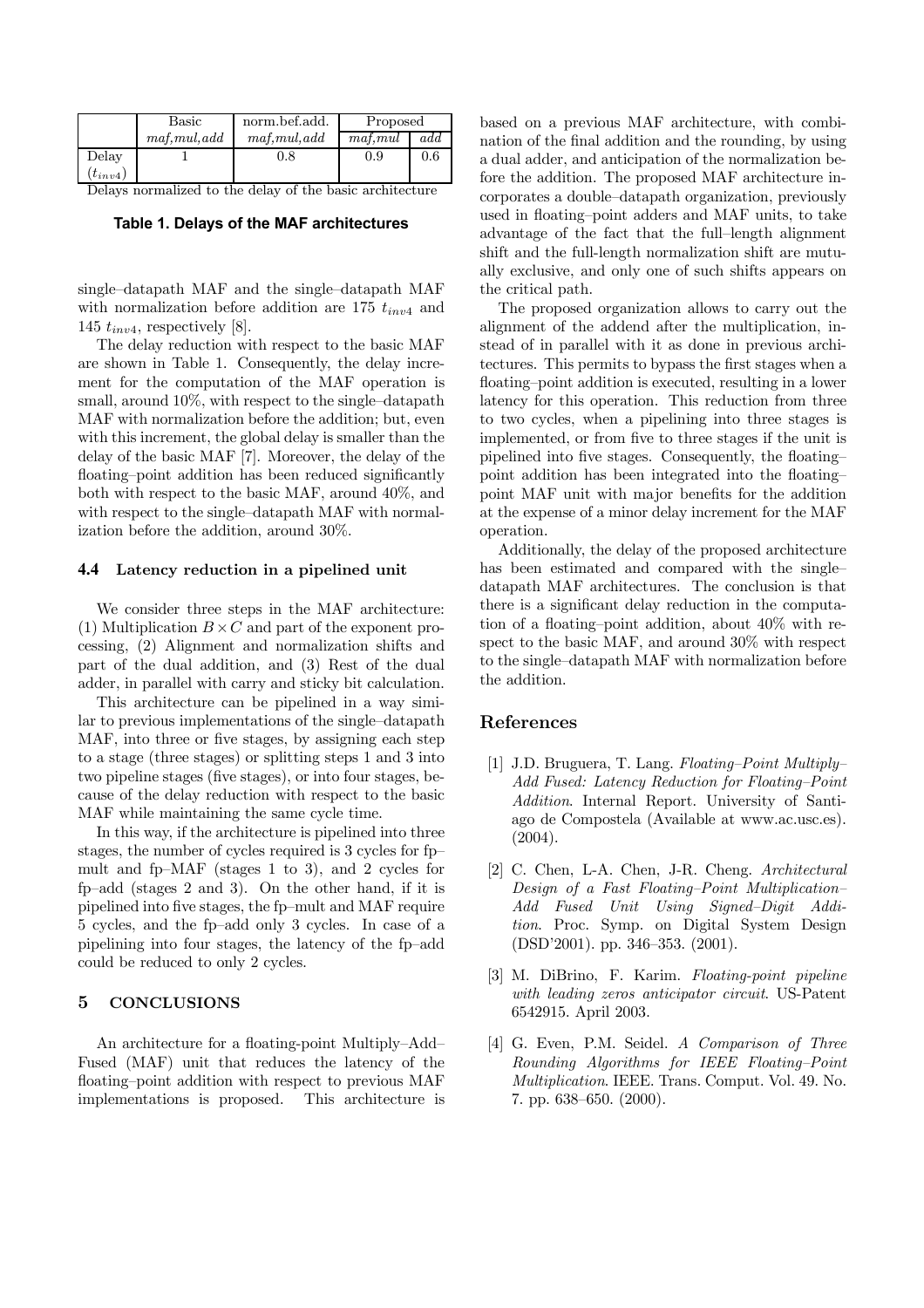| | Basic | norm.bef.add. | Proposed | |
|---|---|---|---|---|
| | *maf,mul,add* | *maf,mul,add* | *maf,mul* | *add* |
| Delay ($t_{inv4}$) | 1 | 0.8 | 0.9 | 0.6 |

Delays normalized to the delay of the basic architecture

**Table 1. Delays of the MAF architectures**

single–datapath MAF and the single–datapath MAF with normalization before addition are 175 $t_{inv4}$ and 145 $t_{inv4}$, respectively [8].

The delay reduction with respect to the basic MAF are shown in Table 1. Consequently, the delay increment for the computation of the MAF operation is small, around 10%, with respect to the single–datapath MAF with normalization before the addition; but, even with this increment, the global delay is smaller than the delay of the basic MAF [7]. Moreover, the delay of the floating–point addition has been reduced significantly both with respect to the basic MAF, around 40%, and with respect to the single–datapath MAF with normalization before the addition, around 30%.

### 4.4 Latency reduction in a pipelined unit

We consider three steps in the MAF architecture: (1) Multiplication $B \times C$ and part of the exponent processing, (2) Alignment and normalization shifts and part of the dual addition, and (3) Rest of the dual adder, in parallel with carry and sticky bit calculation.

This architecture can be pipelined in a way similar to previous implementations of the single–datapath MAF, into three or five stages, by assigning each step to a stage (three stages) or splitting steps 1 and 3 into two pipeline stages (five stages), or into four stages, because of the delay reduction with respect to the basic MAF while maintaining the same cycle time.

In this way, if the architecture is pipelined into three stages, the number of cycles required is 3 cycles for fp–mult and fp–MAF (stages 1 to 3), and 2 cycles for fp–add (stages 2 and 3). On the other hand, if it is pipelined into five stages, the fp–mult and MAF require 5 cycles, and the fp–add only 3 cycles. In case of a pipelining into four stages, the latency of the fp–add could be reduced to only 2 cycles.

## 5 CONCLUSIONS

An architecture for a floating-point Multiply–Add–Fused (MAF) unit that reduces the latency of the floating–point addition with respect to previous MAF implementations is proposed. This architecture is based on a previous MAF architecture, with combination of the final addition and the rounding, by using a dual adder, and anticipation of the normalization before the addition. The proposed MAF architecture incorporates a double–datapath organization, previously used in floating–point adders and MAF units, to take advantage of the fact that the full–length alignment shift and the full-length normalization shift are mutually exclusive, and only one of such shifts appears on the critical path.

The proposed organization allows to carry out the alignment of the addend after the multiplication, instead of in parallel with it as done in previous architectures. This permits to bypass the first stages when a floating–point addition is executed, resulting in a lower latency for this operation. This reduction from three to two cycles, when a pipelining into three stages is implemented, or from five to three stages if the unit is pipelined into five stages. Consequently, the floating–point addition has been integrated into the floating–point MAF unit with major benefits for the addition at the expense of a minor delay increment for the MAF operation.

Additionally, the delay of the proposed architecture has been estimated and compared with the single–datapath MAF architectures. The conclusion is that there is a significant delay reduction in the computation of a floating–point addition, about 40% with respect to the basic MAF, and around 30% with respect to the single–datapath MAF with normalization before the addition.

## References

[1] J.D. Bruguera, T. Lang. *Floating–Point Multiply–Add Fused: Latency Reduction for Floating–Point Addition*. Internal Report. University of Santiago de Compostela (Available at www.ac.usc.es). (2004).

[2] C. Chen, L-A. Chen, J-R. Cheng. *Architectural Design of a Fast Floating–Point Multiplication–Add Fused Unit Using Signed–Digit Addition*. Proc. Symp. on Digital System Design (DSD'2001). pp. 346–353. (2001).

[3] M. DiBrino, F. Karim. *Floating-point pipeline with leading zeros anticipator circuit*. US-Patent 6542915. April 2003.

[4] G. Even, P.M. Seidel. *A Comparison of Three Rounding Algorithms for IEEE Floating–Point Multiplication*. IEEE. Trans. Comput. Vol. 49. No. 7. pp. 638–650. (2000).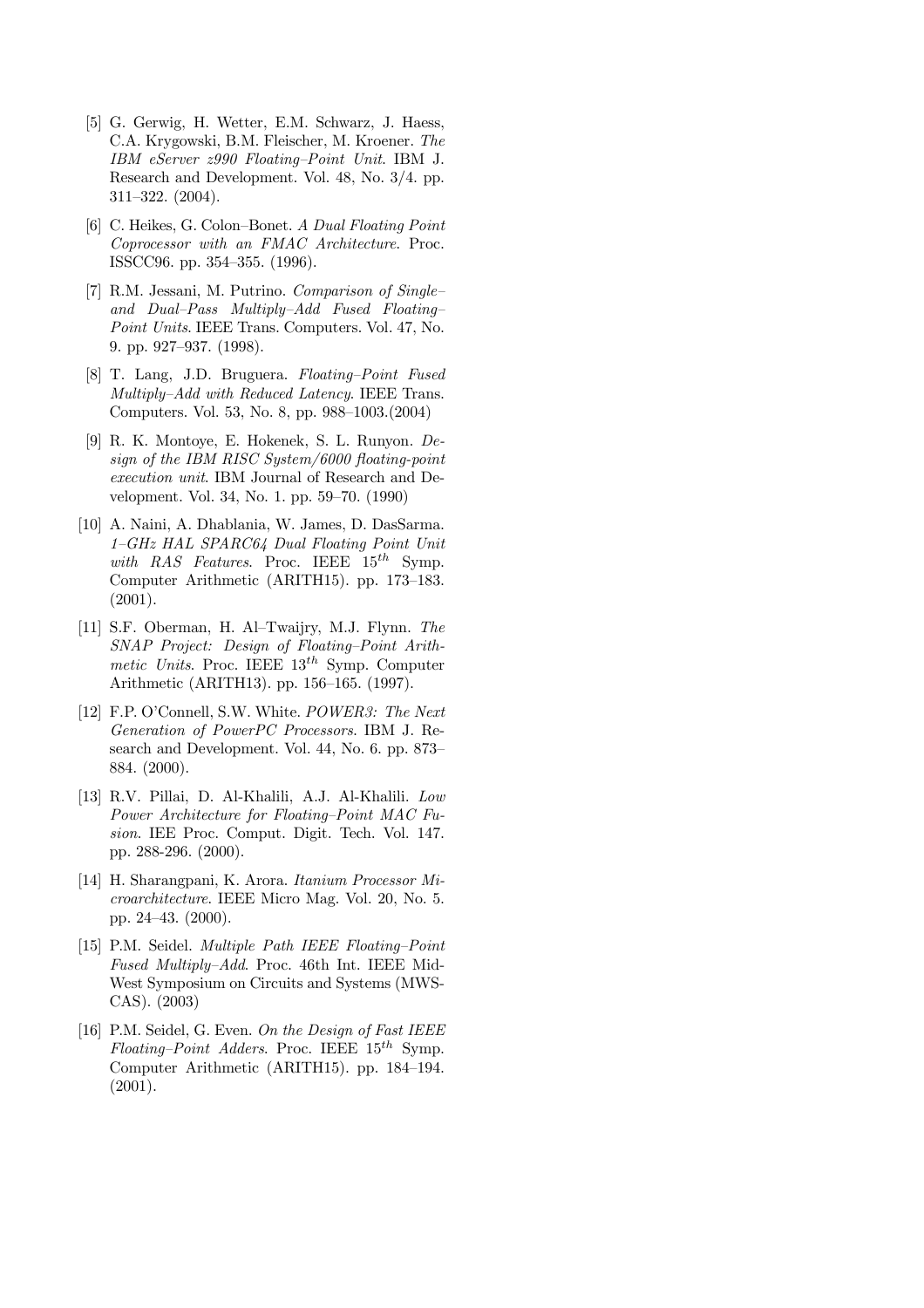[5] G. Gerwig, H. Wetter, E.M. Schwarz, J. Haess, C.A. Krygowski, B.M. Fleischer, M. Kroener. *The IBM eServer z990 Floating–Point Unit*. IBM J. Research and Development. Vol. 48, No. 3/4. pp. 311–322. (2004).

[6] C. Heikes, G. Colon–Bonet. *A Dual Floating Point Coprocessor with an FMAC Architecture*. Proc. ISSCC96. pp. 354–355. (1996).

[7] R.M. Jessani, M. Putrino. *Comparison of Single– and Dual–Pass Multiply–Add Fused Floating–Point Units*. IEEE Trans. Computers. Vol. 47, No. 9. pp. 927–937. (1998).

[8] T. Lang, J.D. Bruguera. *Floating–Point Fused Multiply–Add with Reduced Latency*. IEEE Trans. Computers. Vol. 53, No. 8, pp. 988–1003.(2004)

[9] R. K. Montoye, E. Hokenek, S. L. Runyon. *Design of the IBM RISC System/6000 floating-point execution unit*. IBM Journal of Research and Development. Vol. 34, No. 1. pp. 59–70. (1990)

[10] A. Naini, A. Dhablania, W. James, D. DasSarma. *1–GHz HAL SPARC64 Dual Floating Point Unit with RAS Features*. Proc. IEEE $15^{th}$ Symp. Computer Arithmetic (ARITH15). pp. 173–183. (2001).

[11] S.F. Oberman, H. Al–Twaijry, M.J. Flynn. *The SNAP Project: Design of Floating–Point Arithmetic Units*. Proc. IEEE $13^{th}$ Symp. Computer Arithmetic (ARITH13). pp. 156–165. (1997).

[12] F.P. O'Connell, S.W. White. *POWER3: The Next Generation of PowerPC Processors*. IBM J. Research and Development. Vol. 44, No. 6. pp. 873–884. (2000).

[13] R.V. Pillai, D. Al-Khalili, A.J. Al-Khalili. *Low Power Architecture for Floating–Point MAC Fusion*. IEE Proc. Comput. Digit. Tech. Vol. 147. pp. 288-296. (2000).

[14] H. Sharangpani, K. Arora. *Itanium Processor Microarchitecture*. IEEE Micro Mag. Vol. 20, No. 5. pp. 24–43. (2000).

[15] P.M. Seidel. *Multiple Path IEEE Floating–Point Fused Multiply–Add*. Proc. 46th Int. IEEE Mid-West Symposium on Circuits and Systems (MWS-CAS). (2003)

[16] P.M. Seidel, G. Even. *On the Design of Fast IEEE Floating–Point Adders*. Proc. IEEE $15^{th}$ Symp. Computer Arithmetic (ARITH15). pp. 184–194. (2001).